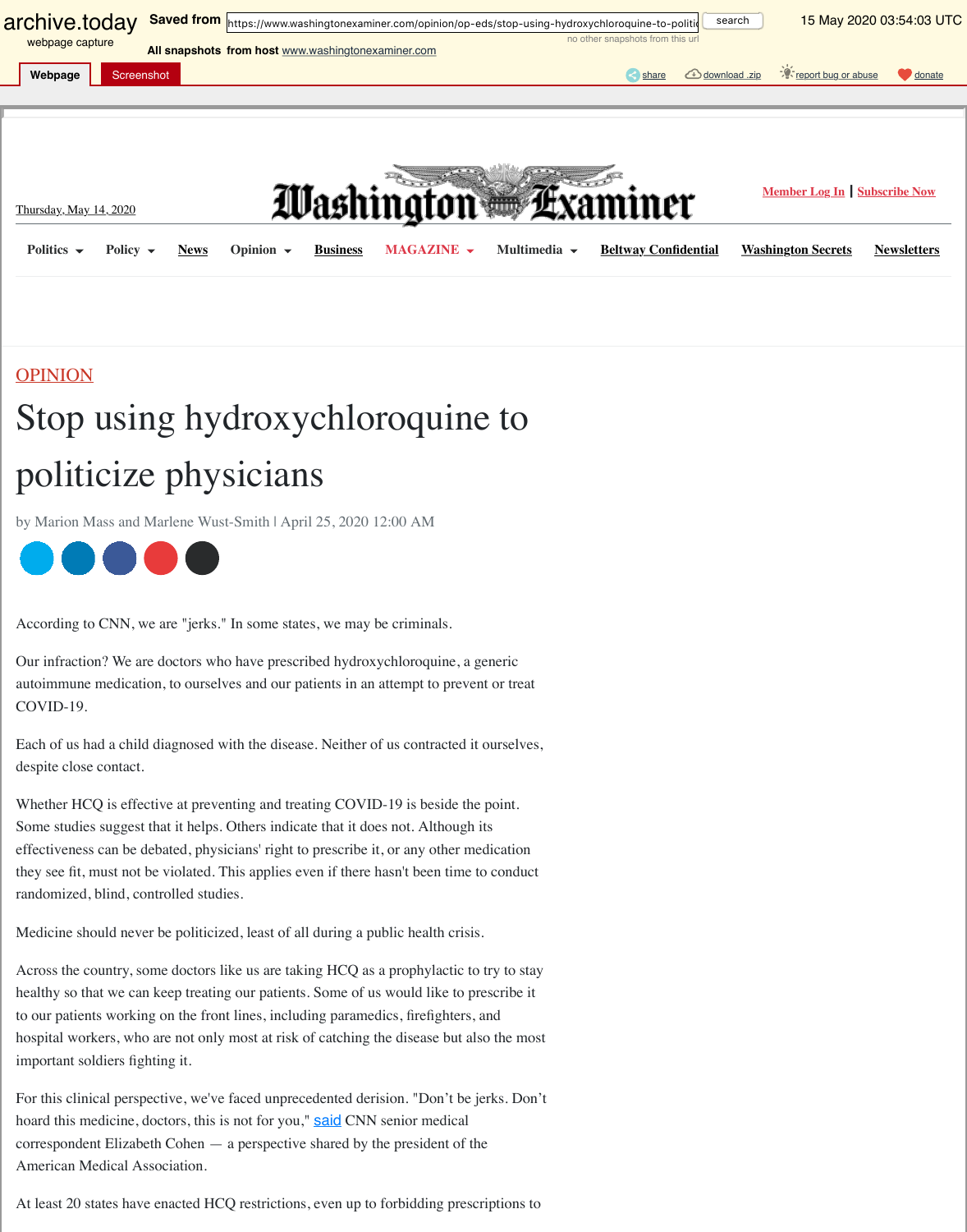OPINION

# Stop using hydroxychloroquine to politicize physicians

by Marion Mass and Marlene Wust-Smith | April 25, 2020 12:00 AM

According to CNN, we are "jerks." In some states, we may be criminals.

Our infraction? We are doctors who have prescribed hydroxychloroquine, a generic autoimmune medication, to ourselves and our patients in an attempt to prevent or treat COVID-19.

Each of us had a child diagnosed with the disease. Neither of us contracted it ourselves, despite close contact.

Whether HCQ is effective at preventing and treating COVID-19 is beside the point. Some studies suggest that it helps. Others indicate that it does not. Although its effectiveness can be debated, physicians' right to prescribe it, or any other medication they see fit, must not be violated. This applies even if there hasn't been time to conduct randomized, blind, controlled studies.

Medicine should never be politicized, least of all during a public health crisis.

Across the country, some doctors like us are taking HCQ as a prophylactic to try to stay healthy so that we can keep treating our patients. Some of us would like to prescribe it to our patients working on the front lines, including paramedics, firefighters, and hospital workers, who are not only most at risk of catching the disease but also the most important soldiers fighting it.

For this clinical perspective, we've faced unprecedented derision. "Don't be jerks. Don't hoard this medicine, doctors, this is not for you," said CNN senior medical correspondent Elizabeth Cohen — a perspective shared by the president of the American Medical Association.

At least 20 states have enacted HCQ restrictions, even up to forbidding prescriptions to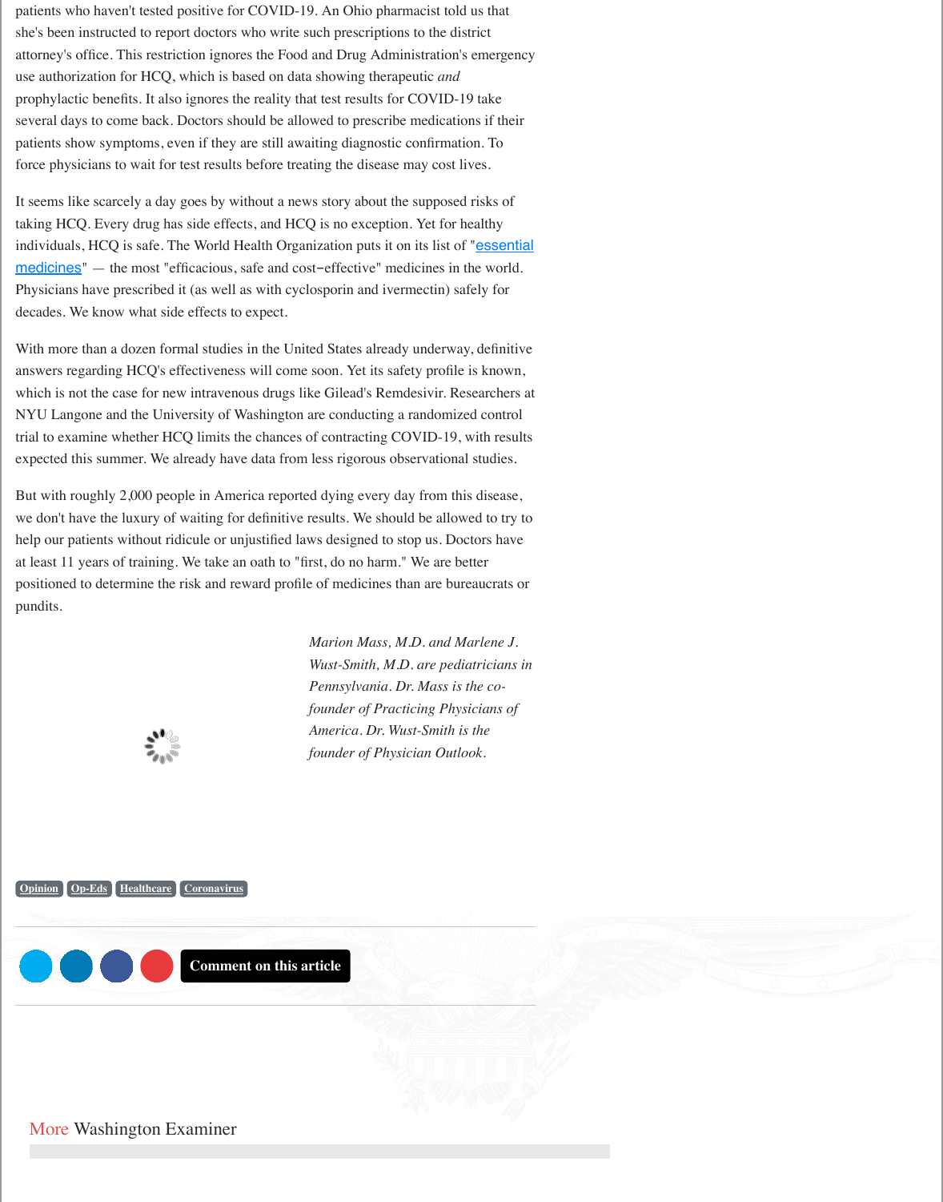patients who haven't tested positive for COVID-19. An Ohio pharmacist told us that she's been instructed to report doctors who write such prescriptions to the district attorney's office. This restriction ignores the Food and Drug Administration's emergency use authorization for HCQ, which is based on data showing therapeutic *and* prophylactic benefits. It also ignores the reality that test results for COVID-19 take several days to come back. Doctors should be allowed to prescribe medications if their patients show symptoms, even if they are still awaiting diagnostic confirmation. To force physicians to wait for test results before treating the disease may cost lives.

It seems like scarcely a day goes by without a news story about the supposed risks of taking HCQ. Every drug has side effects, and HCQ is no exception. Yet for healthy individuals, HCQ is safe. The World Health Organization puts it on its list of "essential medicines" — the most "efficacious, safe and cost–effective" medicines in the world. Physicians have prescribed it (as well as with cyclosporin and ivermectin) safely for decades. We know what side effects to expect.

With more than a dozen formal studies in the United States already underway, definitive answers regarding HCQ's effectiveness will come soon. Yet its safety profile is known, which is not the case for new intravenous drugs like Gilead's Remdesivir. Researchers at NYU Langone and the University of Washington are conducting a randomized control trial to examine whether HCQ limits the chances of contracting COVID-19, with results expected this summer. We already have data from less rigorous observational studies.

But with roughly 2,000 people in America reported dying every day from this disease, we don't have the luxury of waiting for definitive results. We should be allowed to try to help our patients without ridicule or unjustified laws designed to stop us. Doctors have at least 11 years of training. We take an oath to "first, do no harm." We are better positioned to determine the risk and reward profile of medicines than are bureaucrats or pundits.

*Marion Mass, M.D. and Marlene J. Wust-Smith, M.D. are pediatricians in Pennsylvania. Dr. Mass is the co-founder of Practicing Physicians of America. Dr. Wust-Smith is the founder of Physician Outlook.*

Opinion | Op-Eds | Healthcare | Coronavirus

Comment on this article

More Washington Examiner